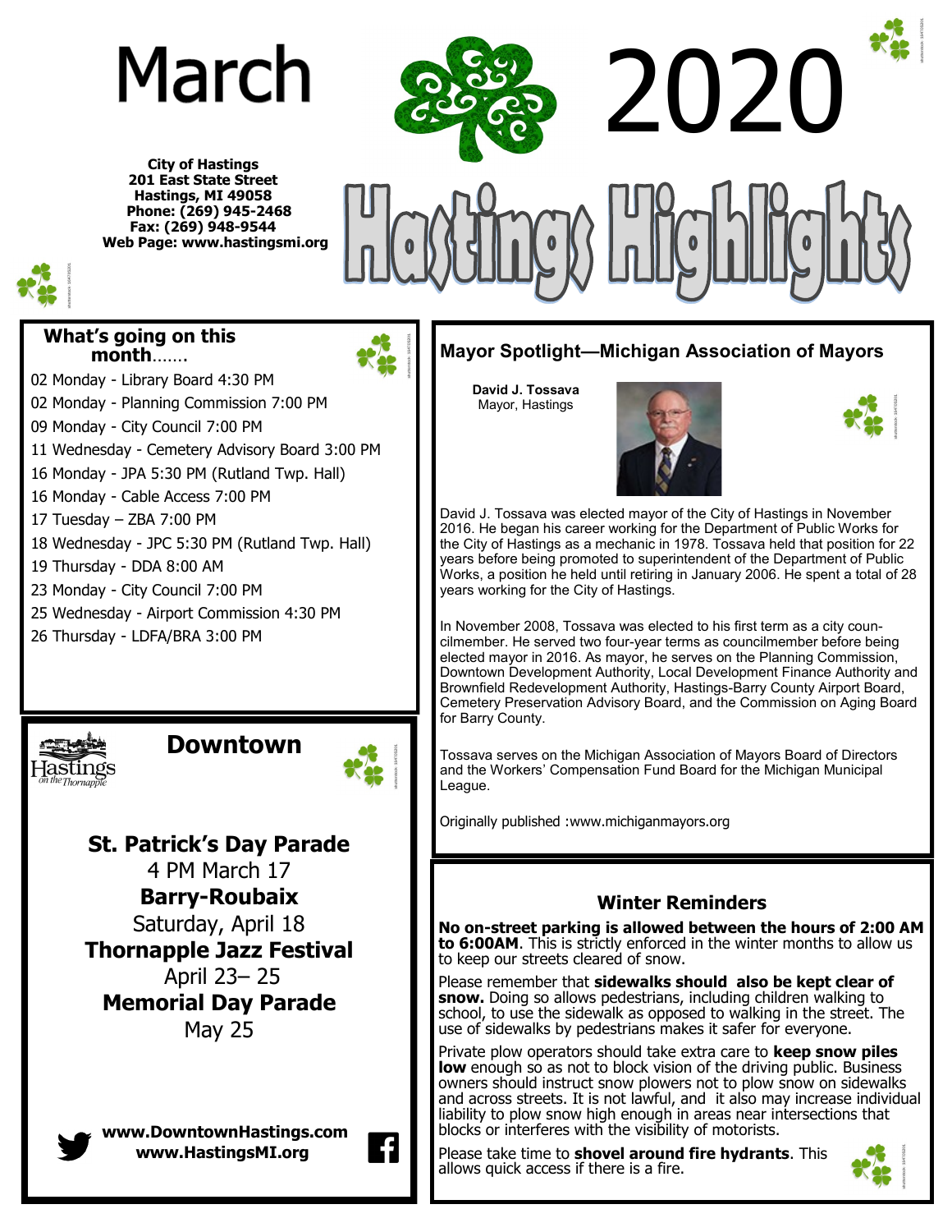# March 2020

# Hastings Highlights

**City of Hastings**
**201 East State Street**
**Hastings, MI 49058**
**Phone: (269) 945-2468**
**Fax: (269) 948-9544**
**Web Page: www.hastingsmi.org**

## What's going on this month…….

02 Monday - Library Board 4:30 PM
02 Monday - Planning Commission 7:00 PM
09 Monday - City Council 7:00 PM
11 Wednesday - Cemetery Advisory Board 3:00 PM
16 Monday - JPA 5:30 PM (Rutland Twp. Hall)
16 Monday - Cable Access 7:00 PM
17 Tuesday – ZBA 7:00 PM
18 Wednesday - JPC 5:30 PM (Rutland Twp. Hall)
19 Thursday - DDA 8:00 AM
23 Monday - City Council 7:00 PM
25 Wednesday - Airport Commission 4:30 PM
26 Thursday - LDFA/BRA 3:00 PM

## Downtown

Hastings *on the Thornapple*

**St. Patrick's Day Parade**
4 PM March 17
**Barry-Roubaix**
Saturday, April 18
**Thornapple Jazz Festival**
April 23– 25
**Memorial Day Parade**
May 25

**www.DowntownHastings.com**
**www.HastingsMI.org**

## Mayor Spotlight—Michigan Association of Mayors

**David J. Tossava**
Mayor, Hastings

David J. Tossava was elected mayor of the City of Hastings in November 2016. He began his career working for the Department of Public Works for the City of Hastings as a mechanic in 1978. Tossava held that position for 22 years before being promoted to superintendent of the Department of Public Works, a position he held until retiring in January 2006. He spent a total of 28 years working for the City of Hastings.

In November 2008, Tossava was elected to his first term as a city councilmember. He served two four-year terms as councilmember before being elected mayor in 2016. As mayor, he serves on the Planning Commission, Downtown Development Authority, Local Development Finance Authority and Brownfield Redevelopment Authority, Hastings-Barry County Airport Board, Cemetery Preservation Advisory Board, and the Commission on Aging Board for Barry County.

Tossava serves on the Michigan Association of Mayors Board of Directors and the Workers' Compensation Fund Board for the Michigan Municipal League.

Originally published :www.michiganmayors.org

## Winter Reminders

**No on-street parking is allowed between the hours of 2:00 AM to 6:00AM**. This is strictly enforced in the winter months to allow us to keep our streets cleared of snow.

Please remember that **sidewalks should also be kept clear of snow.** Doing so allows pedestrians, including children walking to school, to use the sidewalk as opposed to walking in the street. The use of sidewalks by pedestrians makes it safer for everyone.

Private plow operators should take extra care to **keep snow piles low** enough so as not to block vision of the driving public. Business owners should instruct snow plowers not to plow snow on sidewalks and across streets. It is not lawful, and it also may increase individual liability to plow snow high enough in areas near intersections that blocks or interferes with the visibility of motorists.

Please take time to **shovel around fire hydrants**. This allows quick access if there is a fire.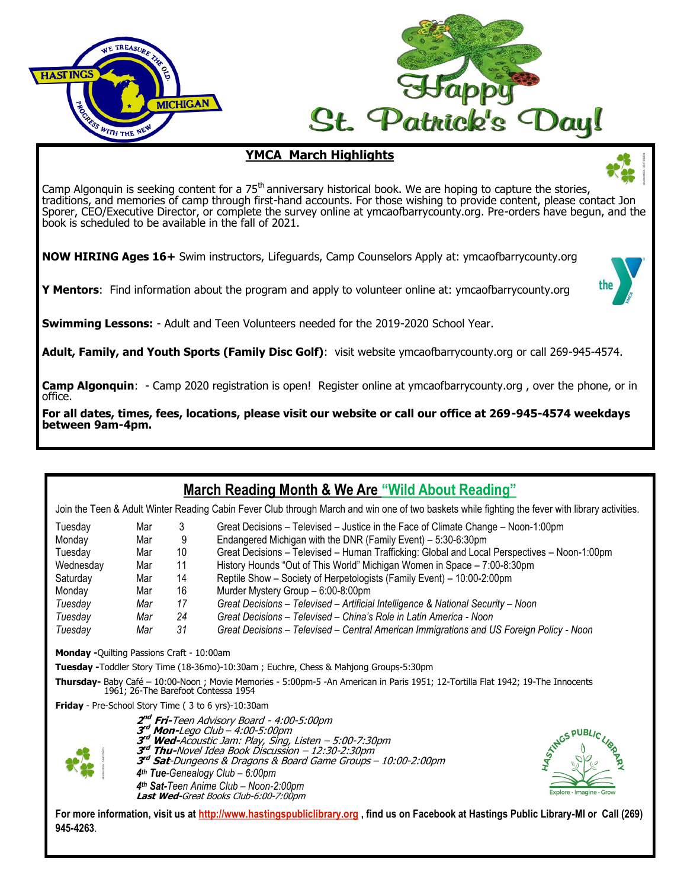HASTINGS MICHIGAN — WE TREASURE THE OLD. PROGRESS WITH THE NEW

# Happy St. Patrick's Day!

## YMCA March Highlights

Camp Algonquin is seeking content for a 75th anniversary historical book. We are hoping to capture the stories, traditions, and memories of camp through first-hand accounts. For those wishing to provide content, please contact Jon Sporer, CEO/Executive Director, or complete the survey online at ymcaofbarrycounty.org. Pre-orders have begun, and the book is scheduled to be available in the fall of 2021.

**NOW HIRING Ages 16+** Swim instructors, Lifeguards, Camp Counselors Apply at: ymcaofbarrycounty.org

**Y Mentors**: Find information about the program and apply to volunteer online at: ymcaofbarrycounty.org

**Swimming Lessons:** - Adult and Teen Volunteers needed for the 2019-2020 School Year.

**Adult, Family, and Youth Sports (Family Disc Golf)**: visit website ymcaofbarrycounty.org or call 269-945-4574.

**Camp Algonquin**: - Camp 2020 registration is open! Register online at ymcaofbarrycounty.org , over the phone, or in office.

**For all dates, times, fees, locations, please visit our website or call our office at 269-945-4574 weekdays between 9am-4pm.**

## March Reading Month & We Are "Wild About Reading"

Join the Teen & Adult Winter Reading Cabin Fever Club through March and win one of two baskets while fighting the fever with library activities.

| | | | |
|---|---|---|---|
| Tuesday | Mar | 3 | Great Decisions – Televised – Justice in the Face of Climate Change – Noon-1:00pm |
| Monday | Mar | 9 | Endangered Michigan with the DNR (Family Event) – 5:30-6:30pm |
| Tuesday | Mar | 10 | Great Decisions – Televised – Human Trafficking: Global and Local Perspectives – Noon-1:00pm |
| Wednesday | Mar | 11 | History Hounds "Out of This World" Michigan Women in Space – 7:00-8:30pm |
| Saturday | Mar | 14 | Reptile Show – Society of Herpetologists (Family Event) – 10:00-2:00pm |
| Monday | Mar | 16 | Murder Mystery Group – 6:00-8:00pm |
| *Tuesday* | *Mar* | *17* | *Great Decisions – Televised – Artificial Intelligence & National Security – Noon* |
| *Tuesday* | *Mar* | *24* | *Great Decisions – Televised – China's Role in Latin America - Noon* |
| *Tuesday* | *Mar* | *31* | *Great Decisions – Televised – Central American Immigrations and US Foreign Policy - Noon* |

**Monday -**Quilting Passions Craft - 10:00am

**Tuesday -**Toddler Story Time (18-36mo)-10:30am ; Euchre, Chess & Mahjong Groups-5:30pm

**Thursday-** Baby Café – 10:00-Noon ; Movie Memories - 5:00pm-5 -An American in Paris 1951; 12-Tortilla Flat 1942; 19-The Innocents 1961; 26-The Barefoot Contessa 1954

**Friday** - Pre-School Story Time ( 3 to 6 yrs)-10:30am

*2nd* ***Fri-****Teen Advisory Board - 4:00-5:00pm*
*3rd* ***Mon-****Lego Club – 4:00-5:00pm*
*3rd* ***Wed-****Acoustic Jam: Play, Sing, Listen – 5:00-7:30pm*
*3rd* ***Thu-****Novel Idea Book Discussion – 12:30-2:30pm*
*3rd* ***Sat-****Dungeons & Dragons & Board Game Groups – 10:00-2:00pm*
*4th* ***Tue-****Genealogy Club – 6:00pm*
*4th* ***Sat-****Teen Anime Club – Noon-2:00pm*
***Last Wed-****Great Books Club-6:00-7:00pm*

HASTINGS PUBLIC LIBRARY — Explore · Imagine · Grow

**For more information, visit us at [http://www.hastingspubliclibrary.org](http://www.hastingspubliclibrary.org) , find us on Facebook at Hastings Public Library-MI or Call (269) 945-4263**.